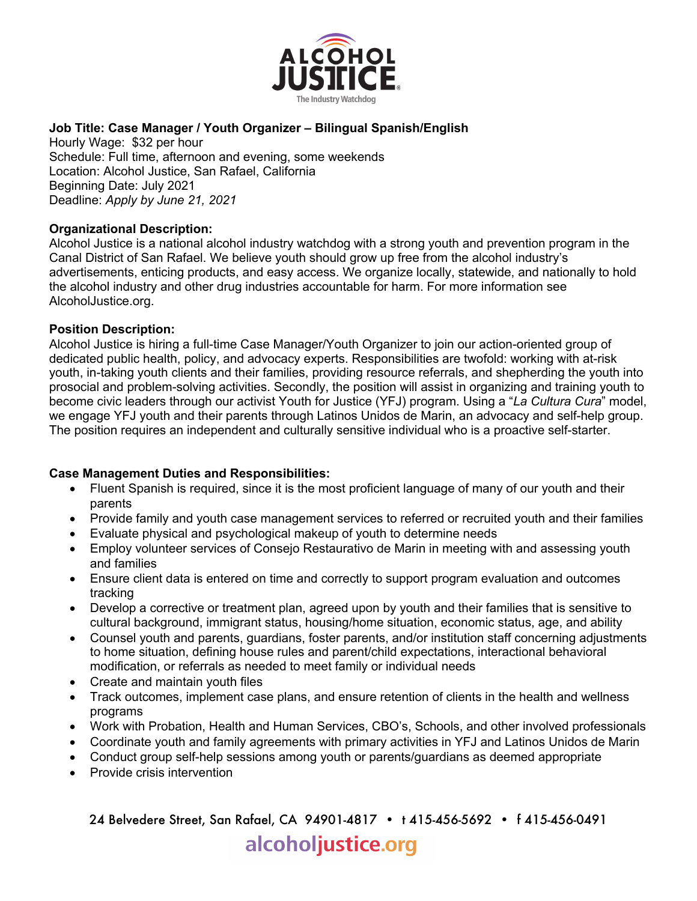ALCOHOL JUSTICE
The Industry Watchdog

**Job Title: Case Manager / Youth Organizer – Bilingual Spanish/English**
Hourly Wage: $32 per hour
Schedule: Full time, afternoon and evening, some weekends
Location: Alcohol Justice, San Rafael, California
Beginning Date: July 2021
Deadline: *Apply by June 21, 2021*

**Organizational Description:**
Alcohol Justice is a national alcohol industry watchdog with a strong youth and prevention program in the Canal District of San Rafael. We believe youth should grow up free from the alcohol industry's advertisements, enticing products, and easy access. We organize locally, statewide, and nationally to hold the alcohol industry and other drug industries accountable for harm. For more information see AlcoholJustice.org.

**Position Description:**
Alcohol Justice is hiring a full-time Case Manager/Youth Organizer to join our action-oriented group of dedicated public health, policy, and advocacy experts. Responsibilities are twofold: working with at-risk youth, in-taking youth clients and their families, providing resource referrals, and shepherding the youth into prosocial and problem-solving activities. Secondly, the position will assist in organizing and training youth to become civic leaders through our activist Youth for Justice (YFJ) program. Using a "*La Cultura Cura*" model, we engage YFJ youth and their parents through Latinos Unidos de Marin, an advocacy and self-help group. The position requires an independent and culturally sensitive individual who is a proactive self-starter.

**Case Management Duties and Responsibilities:**

- Fluent Spanish is required, since it is the most proficient language of many of our youth and their parents
- Provide family and youth case management services to referred or recruited youth and their families
- Evaluate physical and psychological makeup of youth to determine needs
- Employ volunteer services of Consejo Restaurativo de Marin in meeting with and assessing youth and families
- Ensure client data is entered on time and correctly to support program evaluation and outcomes tracking
- Develop a corrective or treatment plan, agreed upon by youth and their families that is sensitive to cultural background, immigrant status, housing/home situation, economic status, age, and ability
- Counsel youth and parents, guardians, foster parents, and/or institution staff concerning adjustments to home situation, defining house rules and parent/child expectations, interactional behavioral modification, or referrals as needed to meet family or individual needs
- Create and maintain youth files
- Track outcomes, implement case plans, and ensure retention of clients in the health and wellness programs
- Work with Probation, Health and Human Services, CBO's, Schools, and other involved professionals
- Coordinate youth and family agreements with primary activities in YFJ and Latinos Unidos de Marin
- Conduct group self-help sessions among youth or parents/guardians as deemed appropriate
- Provide crisis intervention

24 Belvedere Street, San Rafael, CA 94901-4817 • t 415-456-5692 • f 415-456-0491
alcoholjustice.org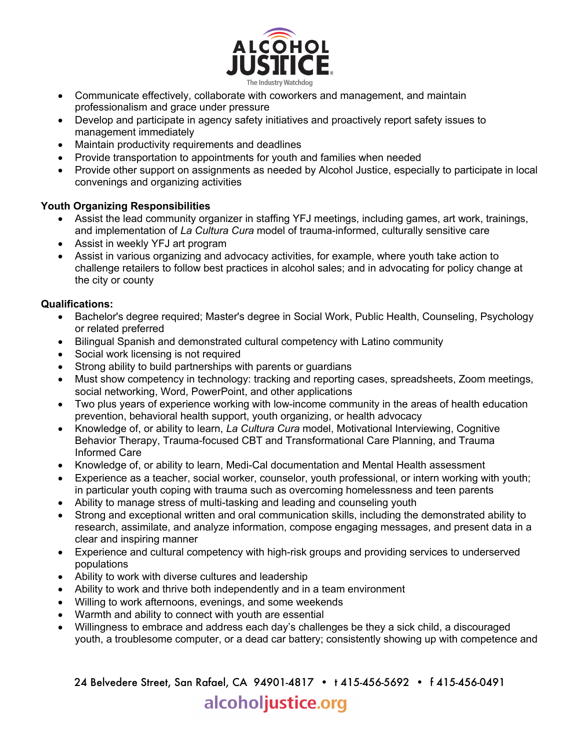- Communicate effectively, collaborate with coworkers and management, and maintain professionalism and grace under pressure
- Develop and participate in agency safety initiatives and proactively report safety issues to management immediately
- Maintain productivity requirements and deadlines
- Provide transportation to appointments for youth and families when needed
- Provide other support on assignments as needed by Alcohol Justice, especially to participate in local convenings and organizing activities

**Youth Organizing Responsibilities**

- Assist the lead community organizer in staffing YFJ meetings, including games, art work, trainings, and implementation of *La Cultura Cura* model of trauma-informed, culturally sensitive care
- Assist in weekly YFJ art program
- Assist in various organizing and advocacy activities, for example, where youth take action to challenge retailers to follow best practices in alcohol sales; and in advocating for policy change at the city or county

**Qualifications:**

- Bachelor's degree required; Master's degree in Social Work, Public Health, Counseling, Psychology or related preferred
- Bilingual Spanish and demonstrated cultural competency with Latino community
- Social work licensing is not required
- Strong ability to build partnerships with parents or guardians
- Must show competency in technology: tracking and reporting cases, spreadsheets, Zoom meetings, social networking, Word, PowerPoint, and other applications
- Two plus years of experience working with low-income community in the areas of health education prevention, behavioral health support, youth organizing, or health advocacy
- Knowledge of, or ability to learn, *La Cultura Cura* model, Motivational Interviewing, Cognitive Behavior Therapy, Trauma-focused CBT and Transformational Care Planning, and Trauma Informed Care
- Knowledge of, or ability to learn, Medi-Cal documentation and Mental Health assessment
- Experience as a teacher, social worker, counselor, youth professional, or intern working with youth; in particular youth coping with trauma such as overcoming homelessness and teen parents
- Ability to manage stress of multi-tasking and leading and counseling youth
- Strong and exceptional written and oral communication skills, including the demonstrated ability to research, assimilate, and analyze information, compose engaging messages, and present data in a clear and inspiring manner
- Experience and cultural competency with high-risk groups and providing services to underserved populations
- Ability to work with diverse cultures and leadership
- Ability to work and thrive both independently and in a team environment
- Willing to work afternoons, evenings, and some weekends
- Warmth and ability to connect with youth are essential
- Willingness to embrace and address each day's challenges be they a sick child, a discouraged youth, a troublesome computer, or a dead car battery; consistently showing up with competence and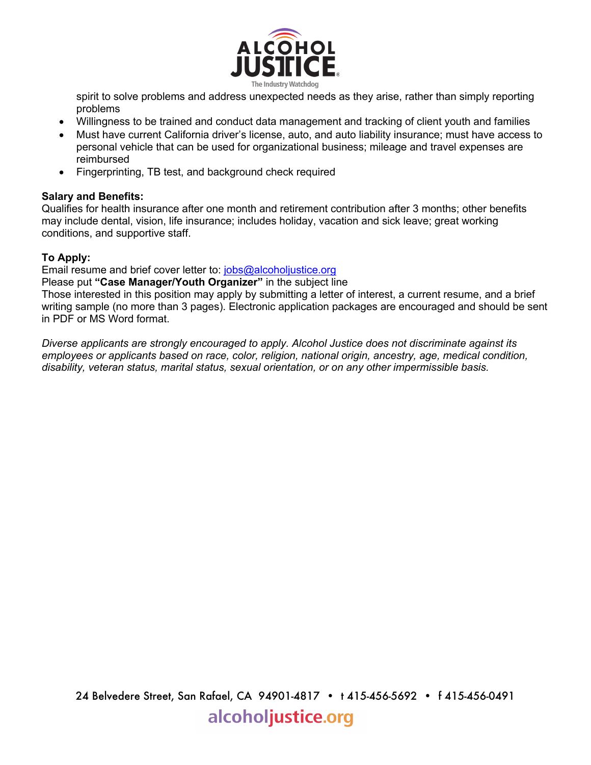spirit to solve problems and address unexpected needs as they arise, rather than simply reporting problems

- Willingness to be trained and conduct data management and tracking of client youth and families
- Must have current California driver's license, auto, and auto liability insurance; must have access to personal vehicle that can be used for organizational business; mileage and travel expenses are reimbursed
- Fingerprinting, TB test, and background check required

**Salary and Benefits:**
Qualifies for health insurance after one month and retirement contribution after 3 months; other benefits may include dental, vision, life insurance; includes holiday, vacation and sick leave; great working conditions, and supportive staff.

**To Apply:**
Email resume and brief cover letter to: jobs@alcoholjustice.org
Please put **"Case Manager/Youth Organizer"** in the subject line
Those interested in this position may apply by submitting a letter of interest, a current resume, and a brief writing sample (no more than 3 pages). Electronic application packages are encouraged and should be sent in PDF or MS Word format.

*Diverse applicants are strongly encouraged to apply. Alcohol Justice does not discriminate against its employees or applicants based on race, color, religion, national origin, ancestry, age, medical condition, disability, veteran status, marital status, sexual orientation, or on any other impermissible basis.*